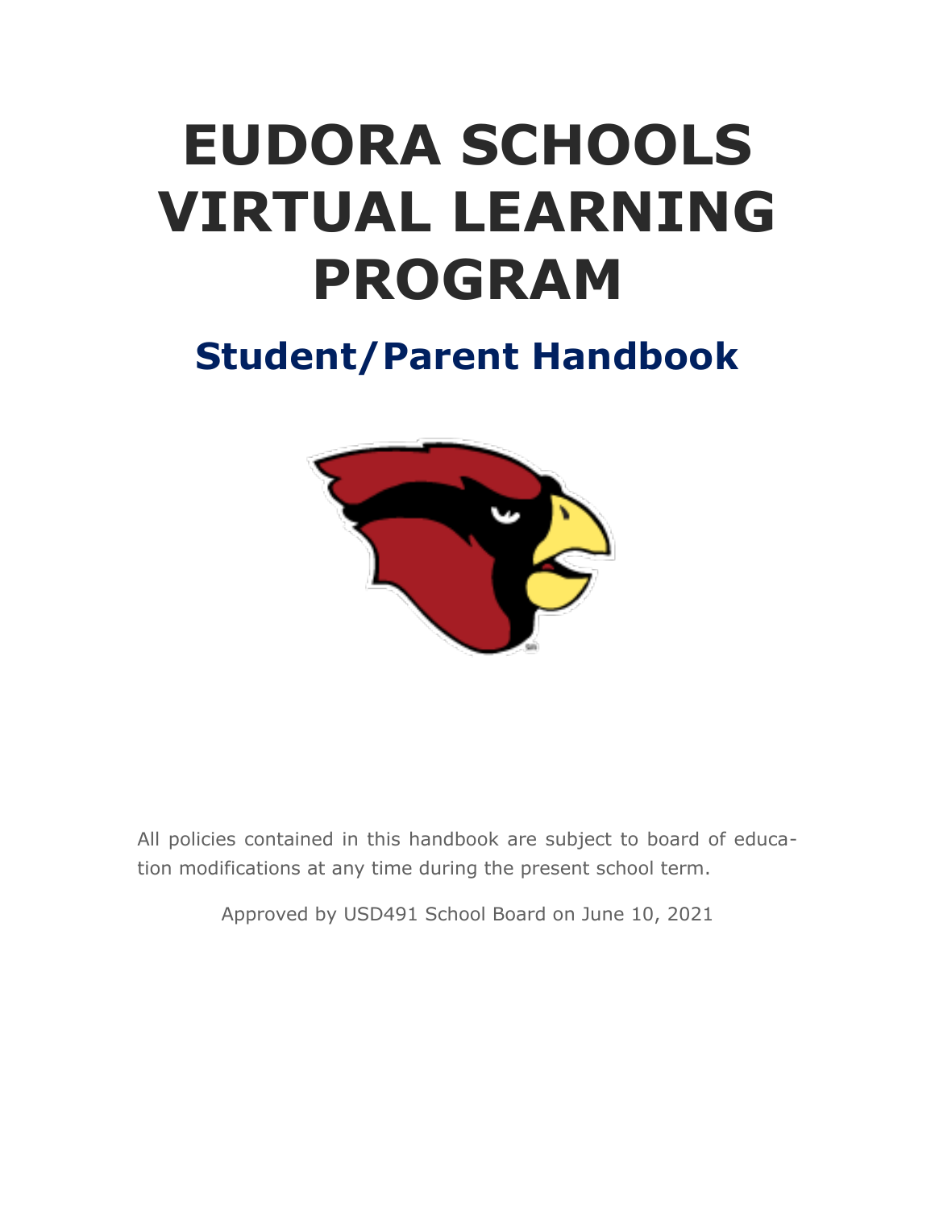# EUDORA SCHOOLS VIRTUAL LEARNING PROGRAM

## Student/Parent Handbook

All policies contained in this handbook are subject to board of education modifications at any time during the present school term.

Approved by USD491 School Board on June 10, 2021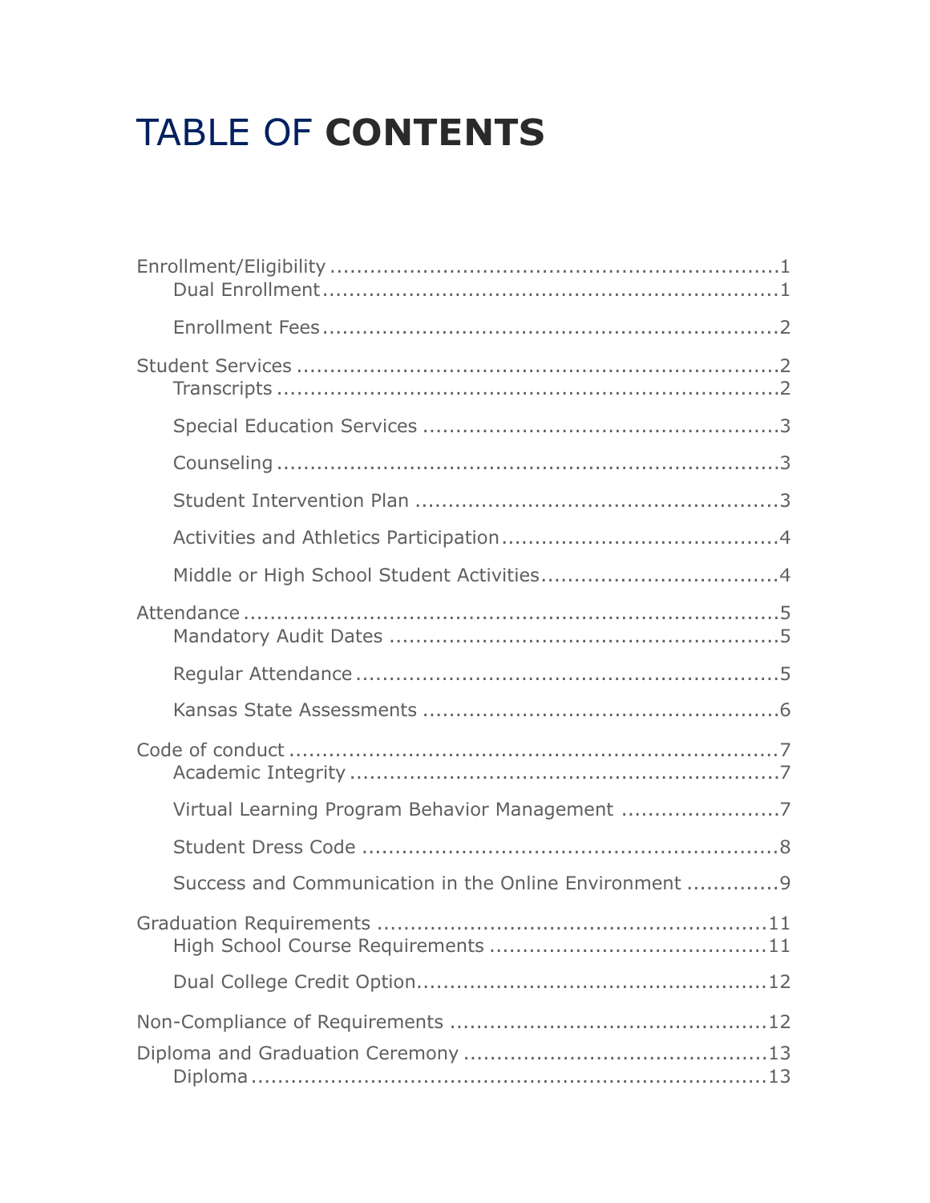# TABLE OF **CONTENTS**

- Enrollment/Eligibility ....................................................................1
  - Dual Enrollment ....................................................................1
  - Enrollment Fees ....................................................................2
- Student Services ....................................................................2
  - Transcripts ....................................................................2
  - Special Education Services ....................................................................3
  - Counseling ....................................................................3
  - Student Intervention Plan ....................................................................3
  - Activities and Athletics Participation ....................................................................4
  - Middle or High School Student Activities ....................................................................4
- Attendance ....................................................................5
  - Mandatory Audit Dates ....................................................................5
  - Regular Attendance ....................................................................5
  - Kansas State Assessments ....................................................................6
- Code of conduct ....................................................................7
  - Academic Integrity ....................................................................7
  - Virtual Learning Program Behavior Management ....................................................................7
  - Student Dress Code ....................................................................8
  - Success and Communication in the Online Environment ....................................................................9
- Graduation Requirements ....................................................................11
  - High School Course Requirements ....................................................................11
  - Dual College Credit Option ....................................................................12
- Non-Compliance of Requirements ....................................................................12
- Diploma and Graduation Ceremony ....................................................................13
  - Diploma ....................................................................13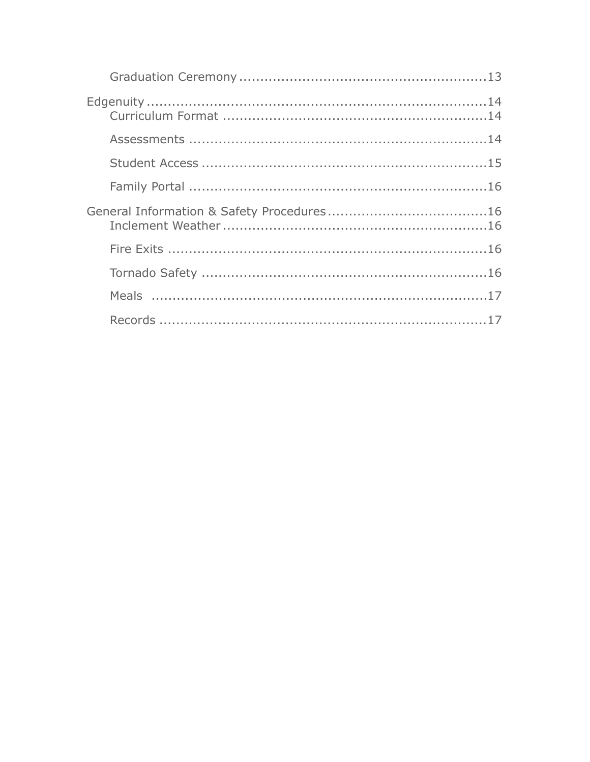- Graduation Ceremony ....................................................13

Edgenuity ....................................................................14
- Curriculum Format ......................................................14
- Assessments ..............................................................14
- Student Access ...........................................................15
- Family Portal ..............................................................16

General Information & Safety Procedures ...............................16
- Inclement Weather .......................................................16
- Fire Exits ...................................................................16
- Tornado Safety ...........................................................16
- Meals ........................................................................17
- Records .....................................................................17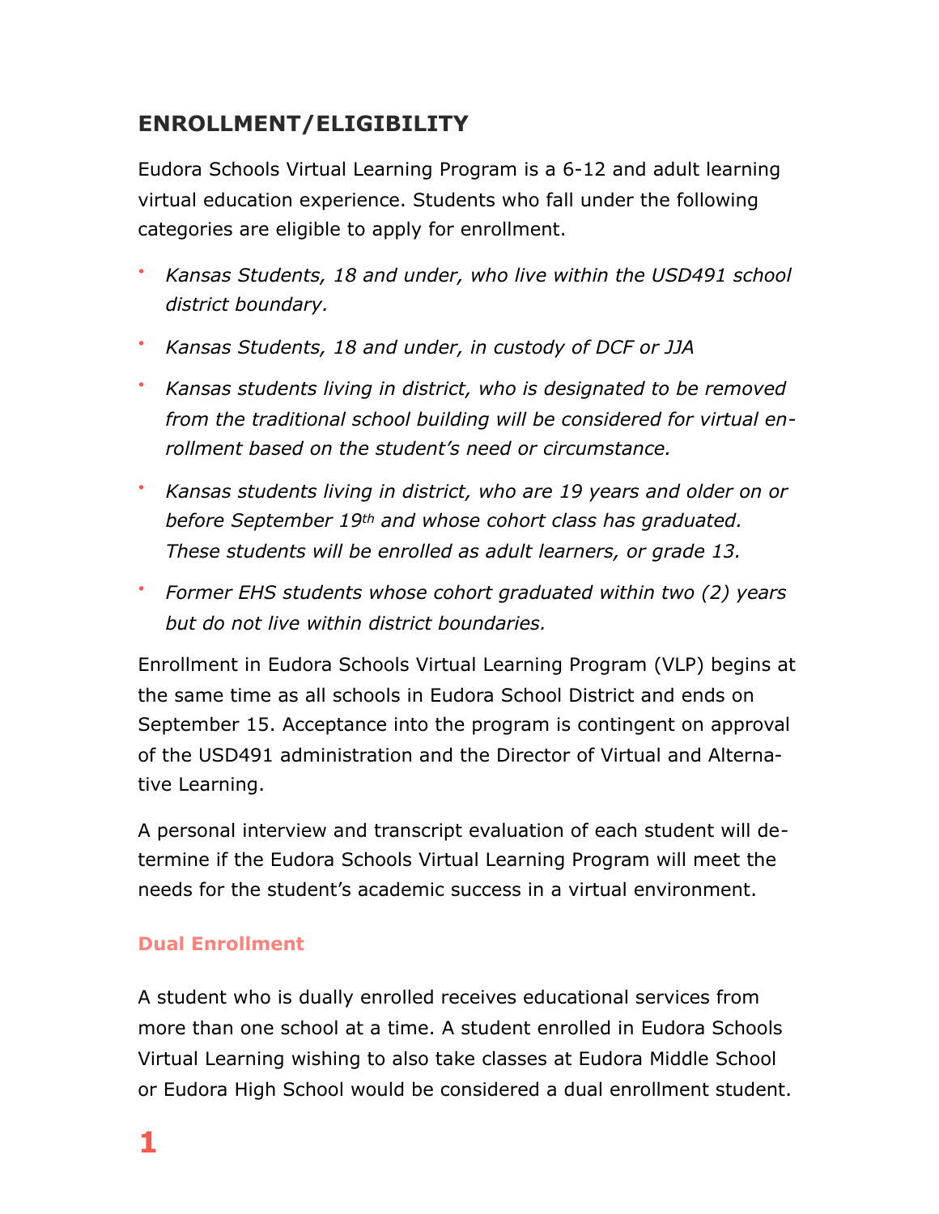## ENROLLMENT/ELIGIBILITY

Eudora Schools Virtual Learning Program is a 6-12 and adult learning virtual education experience. Students who fall under the following categories are eligible to apply for enrollment.

- *Kansas Students, 18 and under, who live within the USD491 school district boundary.*
- *Kansas Students, 18 and under, in custody of DCF or JJA*
- *Kansas students living in district, who is designated to be removed from the traditional school building will be considered for virtual enrollment based on the student's need or circumstance.*
- *Kansas students living in district, who are 19 years and older on or before September 19th and whose cohort class has graduated. These students will be enrolled as adult learners, or grade 13.*
- *Former EHS students whose cohort graduated within two (2) years but do not live within district boundaries.*

Enrollment in Eudora Schools Virtual Learning Program (VLP) begins at the same time as all schools in Eudora School District and ends on September 15. Acceptance into the program is contingent on approval of the USD491 administration and the Director of Virtual and Alternative Learning.

A personal interview and transcript evaluation of each student will determine if the Eudora Schools Virtual Learning Program will meet the needs for the student's academic success in a virtual environment.

### Dual Enrollment

A student who is dually enrolled receives educational services from more than one school at a time. A student enrolled in Eudora Schools Virtual Learning wishing to also take classes at Eudora Middle School or Eudora High School would be considered a dual enrollment student.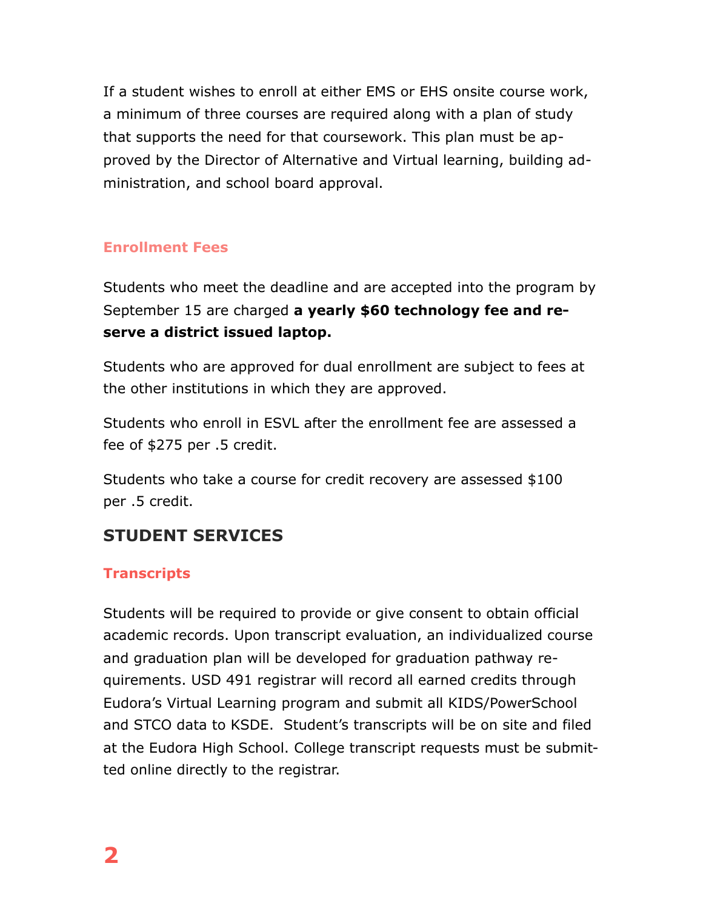If a student wishes to enroll at either EMS or EHS onsite course work, a minimum of three courses are required along with a plan of study that supports the need for that coursework. This plan must be approved by the Director of Alternative and Virtual learning, building administration, and school board approval.

### Enrollment Fees

Students who meet the deadline and are accepted into the program by September 15 are charged **a yearly $60 technology fee and reserve a district issued laptop.**

Students who are approved for dual enrollment are subject to fees at the other institutions in which they are approved.

Students who enroll in ESVL after the enrollment fee are assessed a fee of $275 per .5 credit.

Students who take a course for credit recovery are assessed $100 per .5 credit.

## STUDENT SERVICES

### Transcripts

Students will be required to provide or give consent to obtain official academic records. Upon transcript evaluation, an individualized course and graduation plan will be developed for graduation pathway requirements. USD 491 registrar will record all earned credits through Eudora's Virtual Learning program and submit all KIDS/PowerSchool and STCO data to KSDE. Student's transcripts will be on site and filed at the Eudora High School. College transcript requests must be submitted online directly to the registrar.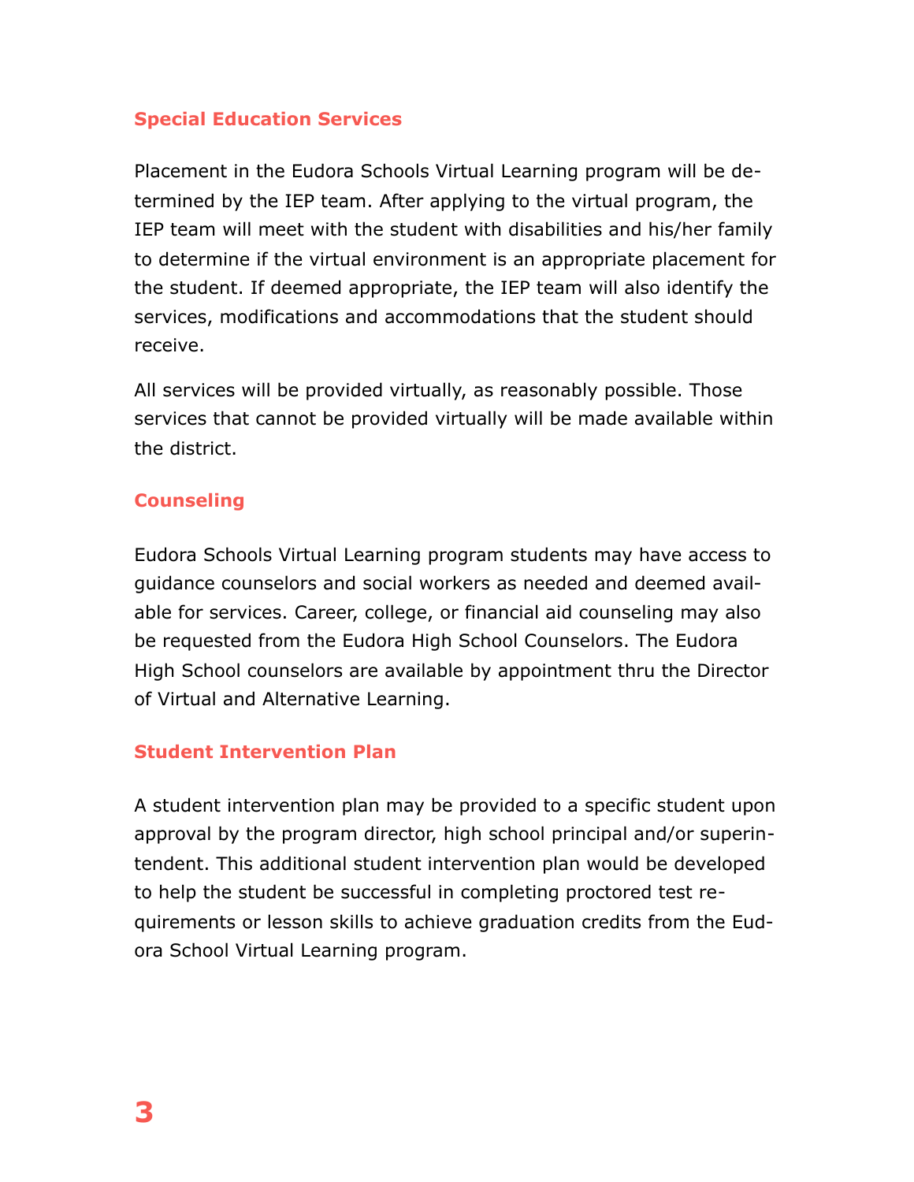## Special Education Services

Placement in the Eudora Schools Virtual Learning program will be determined by the IEP team. After applying to the virtual program, the IEP team will meet with the student with disabilities and his/her family to determine if the virtual environment is an appropriate placement for the student. If deemed appropriate, the IEP team will also identify the services, modifications and accommodations that the student should receive.

All services will be provided virtually, as reasonably possible. Those services that cannot be provided virtually will be made available within the district.

## Counseling

Eudora Schools Virtual Learning program students may have access to guidance counselors and social workers as needed and deemed available for services. Career, college, or financial aid counseling may also be requested from the Eudora High School Counselors. The Eudora High School counselors are available by appointment thru the Director of Virtual and Alternative Learning.

## Student Intervention Plan

A student intervention plan may be provided to a specific student upon approval by the program director, high school principal and/or superintendent. This additional student intervention plan would be developed to help the student be successful in completing proctored test requirements or lesson skills to achieve graduation credits from the Eudora School Virtual Learning program.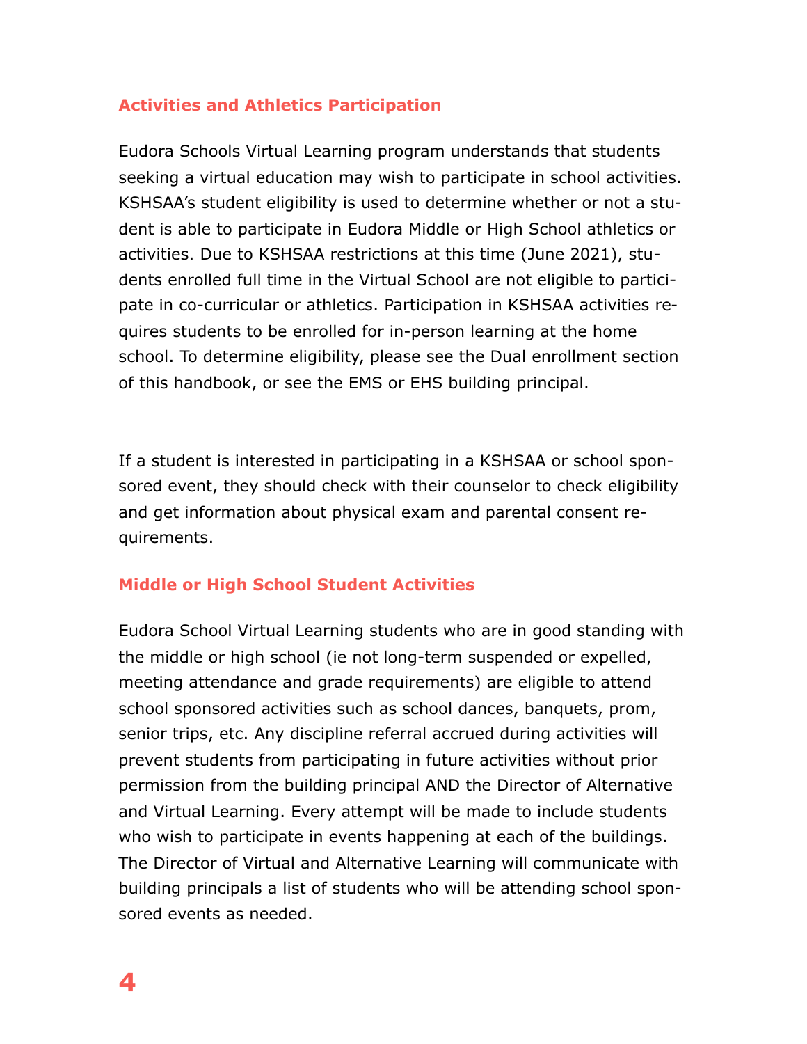## Activities and Athletics Participation

Eudora Schools Virtual Learning program understands that students seeking a virtual education may wish to participate in school activities. KSHSAA's student eligibility is used to determine whether or not a student is able to participate in Eudora Middle or High School athletics or activities. Due to KSHSAA restrictions at this time (June 2021), students enrolled full time in the Virtual School are not eligible to participate in co-curricular or athletics. Participation in KSHSAA activities requires students to be enrolled for in-person learning at the home school. To determine eligibility, please see the Dual enrollment section of this handbook, or see the EMS or EHS building principal.

If a student is interested in participating in a KSHSAA or school sponsored event, they should check with their counselor to check eligibility and get information about physical exam and parental consent requirements.

## Middle or High School Student Activities

Eudora School Virtual Learning students who are in good standing with the middle or high school (ie not long-term suspended or expelled, meeting attendance and grade requirements) are eligible to attend school sponsored activities such as school dances, banquets, prom, senior trips, etc. Any discipline referral accrued during activities will prevent students from participating in future activities without prior permission from the building principal AND the Director of Alternative and Virtual Learning. Every attempt will be made to include students who wish to participate in events happening at each of the buildings. The Director of Virtual and Alternative Learning will communicate with building principals a list of students who will be attending school sponsored events as needed.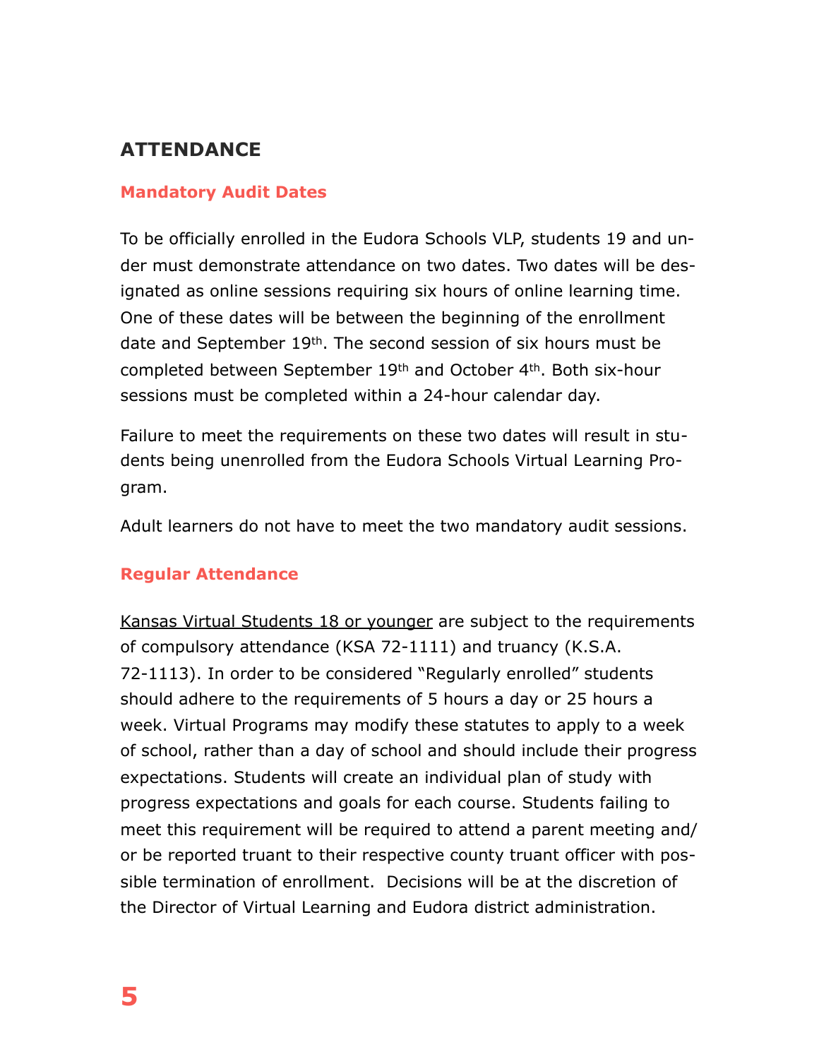## ATTENDANCE

### Mandatory Audit Dates

To be officially enrolled in the Eudora Schools VLP, students 19 and under must demonstrate attendance on two dates. Two dates will be designated as online sessions requiring six hours of online learning time. One of these dates will be between the beginning of the enrollment date and September 19th. The second session of six hours must be completed between September 19th and October 4th. Both six-hour sessions must be completed within a 24-hour calendar day.

Failure to meet the requirements on these two dates will result in students being unenrolled from the Eudora Schools Virtual Learning Program.

Adult learners do not have to meet the two mandatory audit sessions.

### Regular Attendance

<u>Kansas Virtual Students 18 or younger</u> are subject to the requirements of compulsory attendance (KSA 72-1111) and truancy (K.S.A. 72-1113). In order to be considered "Regularly enrolled" students should adhere to the requirements of 5 hours a day or 25 hours a week. Virtual Programs may modify these statutes to apply to a week of school, rather than a day of school and should include their progress expectations. Students will create an individual plan of study with progress expectations and goals for each course. Students failing to meet this requirement will be required to attend a parent meeting and/or be reported truant to their respective county truant officer with possible termination of enrollment. Decisions will be at the discretion of the Director of Virtual Learning and Eudora district administration.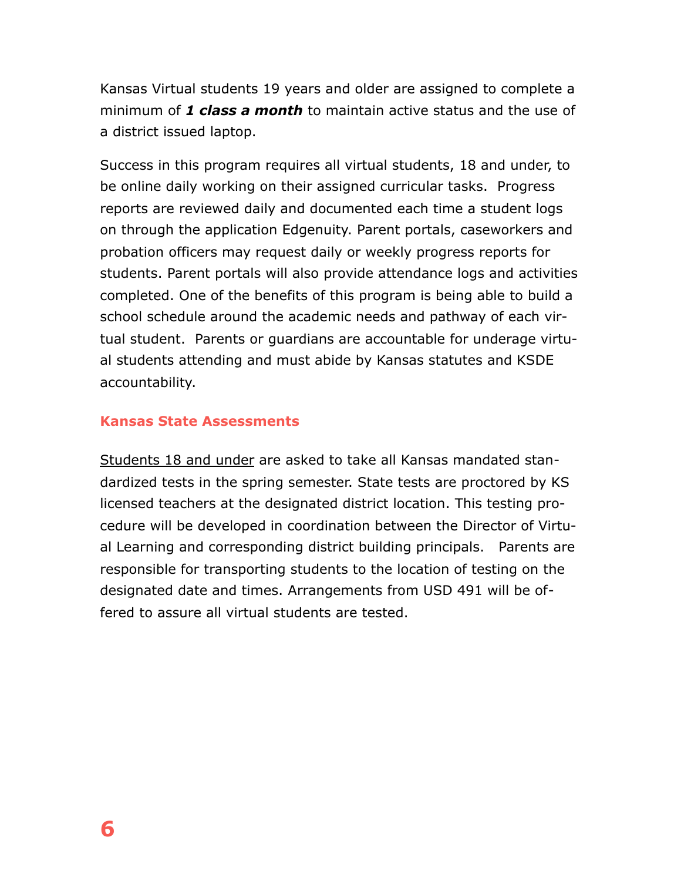Kansas Virtual students 19 years and older are assigned to complete a minimum of ***1 class a month*** to maintain active status and the use of a district issued laptop.

Success in this program requires all virtual students, 18 and under, to be online daily working on their assigned curricular tasks. Progress reports are reviewed daily and documented each time a student logs on through the application Edgenuity. Parent portals, caseworkers and probation officers may request daily or weekly progress reports for students. Parent portals will also provide attendance logs and activities completed. One of the benefits of this program is being able to build a school schedule around the academic needs and pathway of each virtual student. Parents or guardians are accountable for underage virtual students attending and must abide by Kansas statutes and KSDE accountability.

## Kansas State Assessments

Students 18 and under are asked to take all Kansas mandated standardized tests in the spring semester. State tests are proctored by KS licensed teachers at the designated district location. This testing procedure will be developed in coordination between the Director of Virtual Learning and corresponding district building principals. Parents are responsible for transporting students to the location of testing on the designated date and times. Arrangements from USD 491 will be offered to assure all virtual students are tested.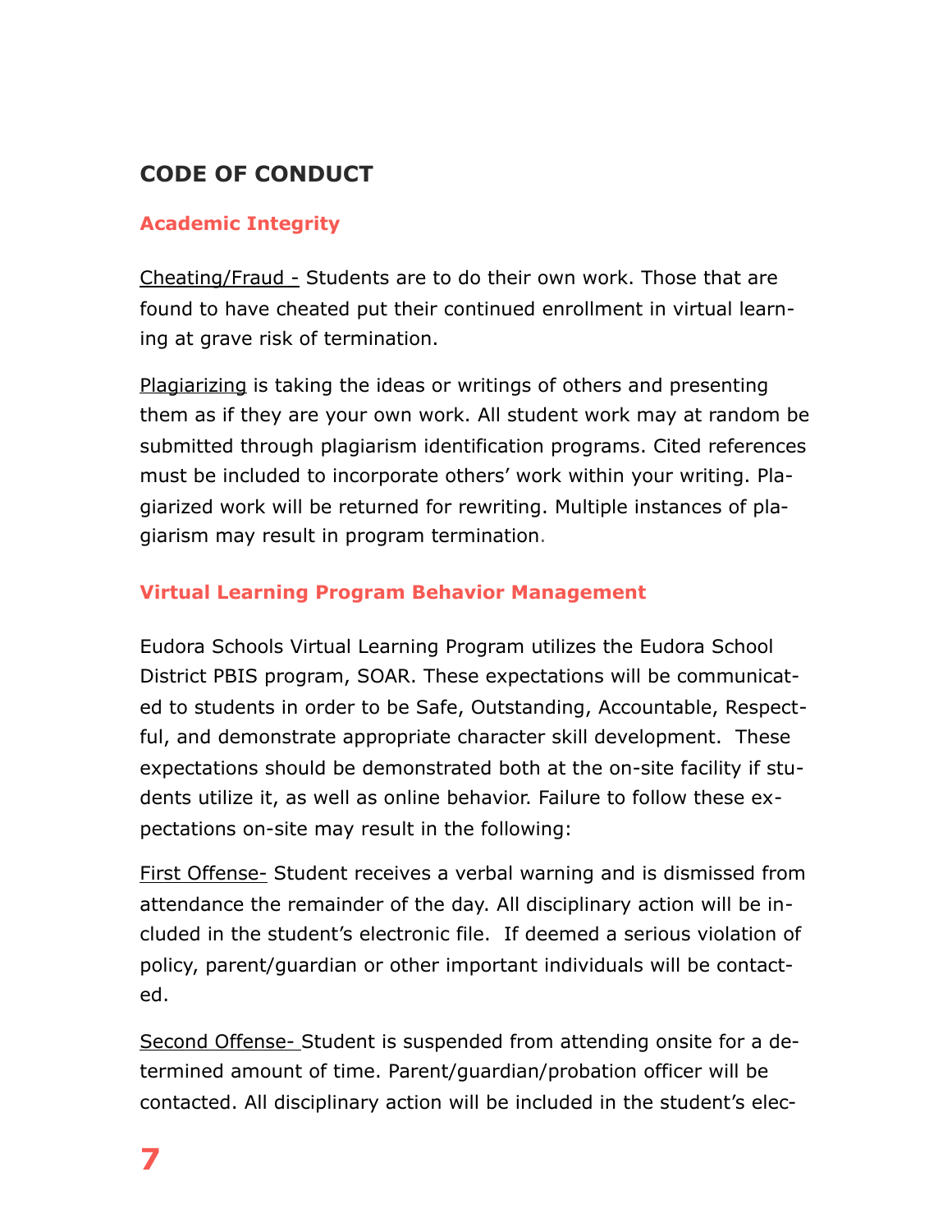## CODE OF CONDUCT

### Academic Integrity

Cheating/Fraud - Students are to do their own work. Those that are found to have cheated put their continued enrollment in virtual learning at grave risk of termination.

Plagiarizing is taking the ideas or writings of others and presenting them as if they are your own work. All student work may at random be submitted through plagiarism identification programs. Cited references must be included to incorporate others' work within your writing. Plagiarized work will be returned for rewriting. Multiple instances of plagiarism may result in program termination.

### Virtual Learning Program Behavior Management

Eudora Schools Virtual Learning Program utilizes the Eudora School District PBIS program, SOAR. These expectations will be communicated to students in order to be Safe, Outstanding, Accountable, Respectful, and demonstrate appropriate character skill development. These expectations should be demonstrated both at the on-site facility if students utilize it, as well as online behavior. Failure to follow these expectations on-site may result in the following:

First Offense- Student receives a verbal warning and is dismissed from attendance the remainder of the day. All disciplinary action will be included in the student's electronic file. If deemed a serious violation of policy, parent/guardian or other important individuals will be contacted.

Second Offense- Student is suspended from attending onsite for a determined amount of time. Parent/guardian/probation officer will be contacted. All disciplinary action will be included in the student's elec-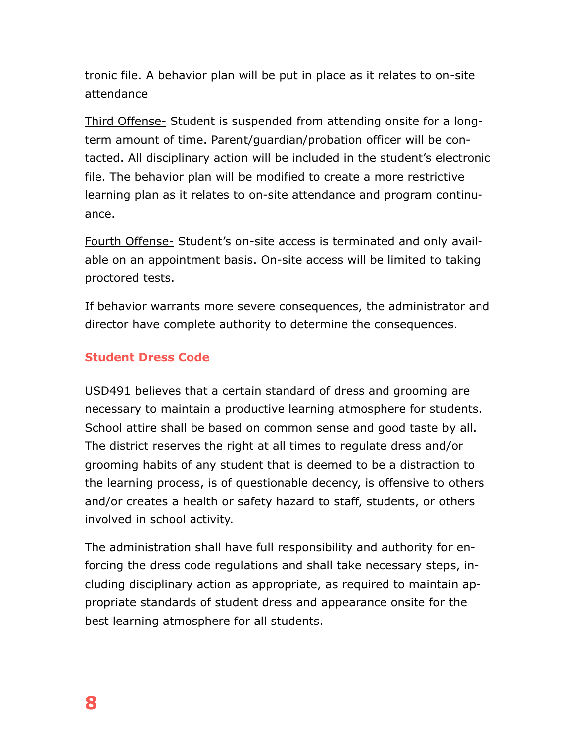tronic file. A behavior plan will be put in place as it relates to on-site attendance

Third Offense- Student is suspended from attending onsite for a long-term amount of time. Parent/guardian/probation officer will be contacted. All disciplinary action will be included in the student's electronic file. The behavior plan will be modified to create a more restrictive learning plan as it relates to on-site attendance and program continuance.

Fourth Offense- Student's on-site access is terminated and only available on an appointment basis. On-site access will be limited to taking proctored tests.

If behavior warrants more severe consequences, the administrator and director have complete authority to determine the consequences.

## Student Dress Code

USD491 believes that a certain standard of dress and grooming are necessary to maintain a productive learning atmosphere for students. School attire shall be based on common sense and good taste by all. The district reserves the right at all times to regulate dress and/or grooming habits of any student that is deemed to be a distraction to the learning process, is of questionable decency, is offensive to others and/or creates a health or safety hazard to staff, students, or others involved in school activity.

The administration shall have full responsibility and authority for enforcing the dress code regulations and shall take necessary steps, including disciplinary action as appropriate, as required to maintain appropriate standards of student dress and appearance onsite for the best learning atmosphere for all students.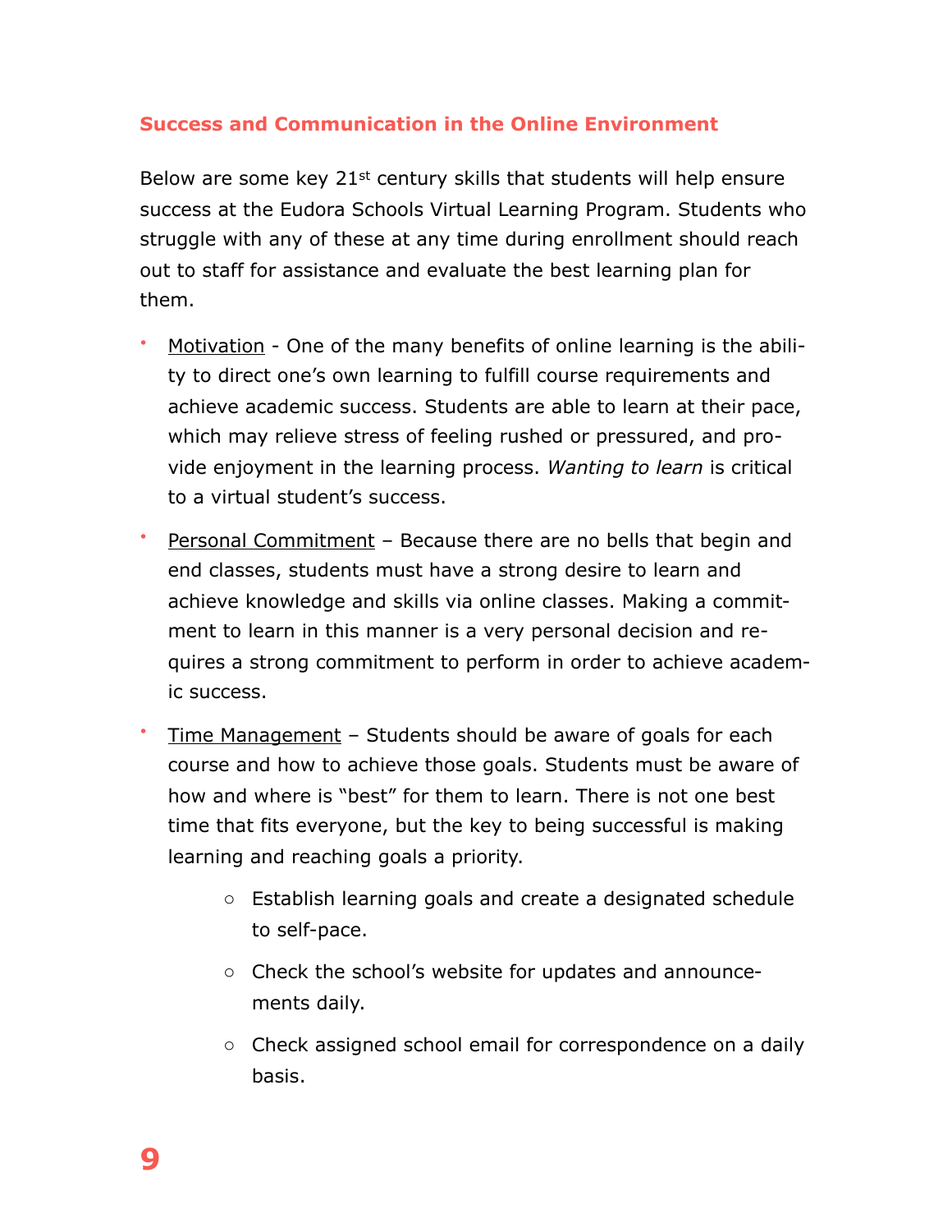## Success and Communication in the Online Environment

Below are some key 21st century skills that students will help ensure success at the Eudora Schools Virtual Learning Program. Students who struggle with any of these at any time during enrollment should reach out to staff for assistance and evaluate the best learning plan for them.

- Motivation - One of the many benefits of online learning is the ability to direct one's own learning to fulfill course requirements and achieve academic success. Students are able to learn at their pace, which may relieve stress of feeling rushed or pressured, and provide enjoyment in the learning process. *Wanting to learn* is critical to a virtual student's success.
- Personal Commitment – Because there are no bells that begin and end classes, students must have a strong desire to learn and achieve knowledge and skills via online classes. Making a commitment to learn in this manner is a very personal decision and requires a strong commitment to perform in order to achieve academic success.
- Time Management – Students should be aware of goals for each course and how to achieve those goals. Students must be aware of how and where is "best" for them to learn. There is not one best time that fits everyone, but the key to being successful is making learning and reaching goals a priority.
    - Establish learning goals and create a designated schedule to self-pace.
    - Check the school's website for updates and announcements daily.
    - Check assigned school email for correspondence on a daily basis.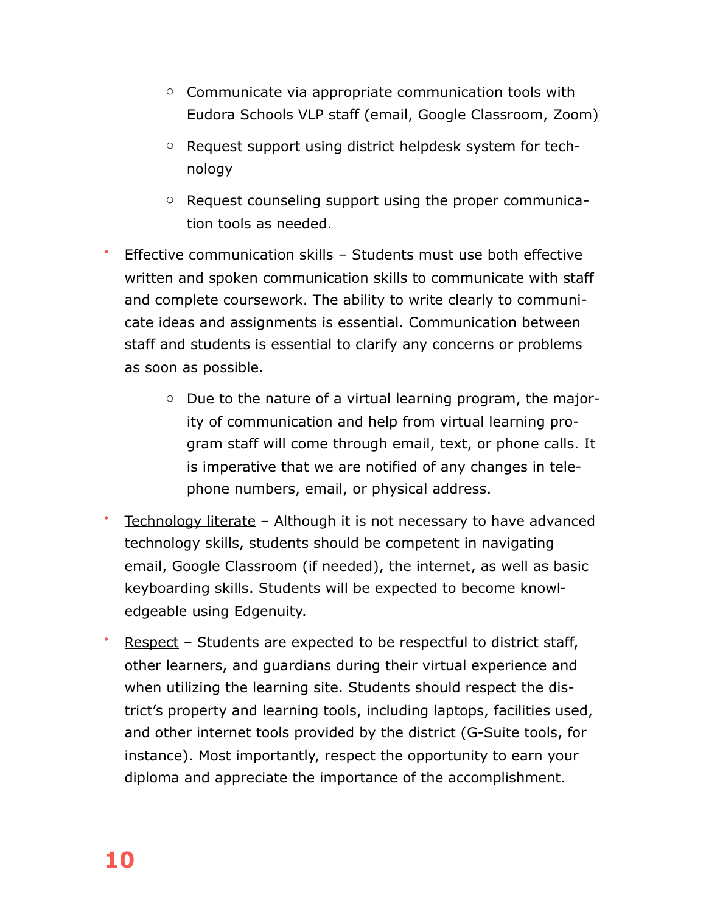- Communicate via appropriate communication tools with Eudora Schools VLP staff (email, Google Classroom, Zoom)
    - Request support using district helpdesk system for technology
    - Request counseling support using the proper communication tools as needed.

- Effective communication skills – Students must use both effective written and spoken communication skills to communicate with staff and complete coursework. The ability to write clearly to communicate ideas and assignments is essential. Communication between staff and students is essential to clarify any concerns or problems as soon as possible.
    - Due to the nature of a virtual learning program, the majority of communication and help from virtual learning program staff will come through email, text, or phone calls. It is imperative that we are notified of any changes in telephone numbers, email, or physical address.

- Technology literate – Although it is not necessary to have advanced technology skills, students should be competent in navigating email, Google Classroom (if needed), the internet, as well as basic keyboarding skills. Students will be expected to become knowledgeable using Edgenuity.

- Respect – Students are expected to be respectful to district staff, other learners, and guardians during their virtual experience and when utilizing the learning site. Students should respect the district's property and learning tools, including laptops, facilities used, and other internet tools provided by the district (G-Suite tools, for instance). Most importantly, respect the opportunity to earn your diploma and appreciate the importance of the accomplishment.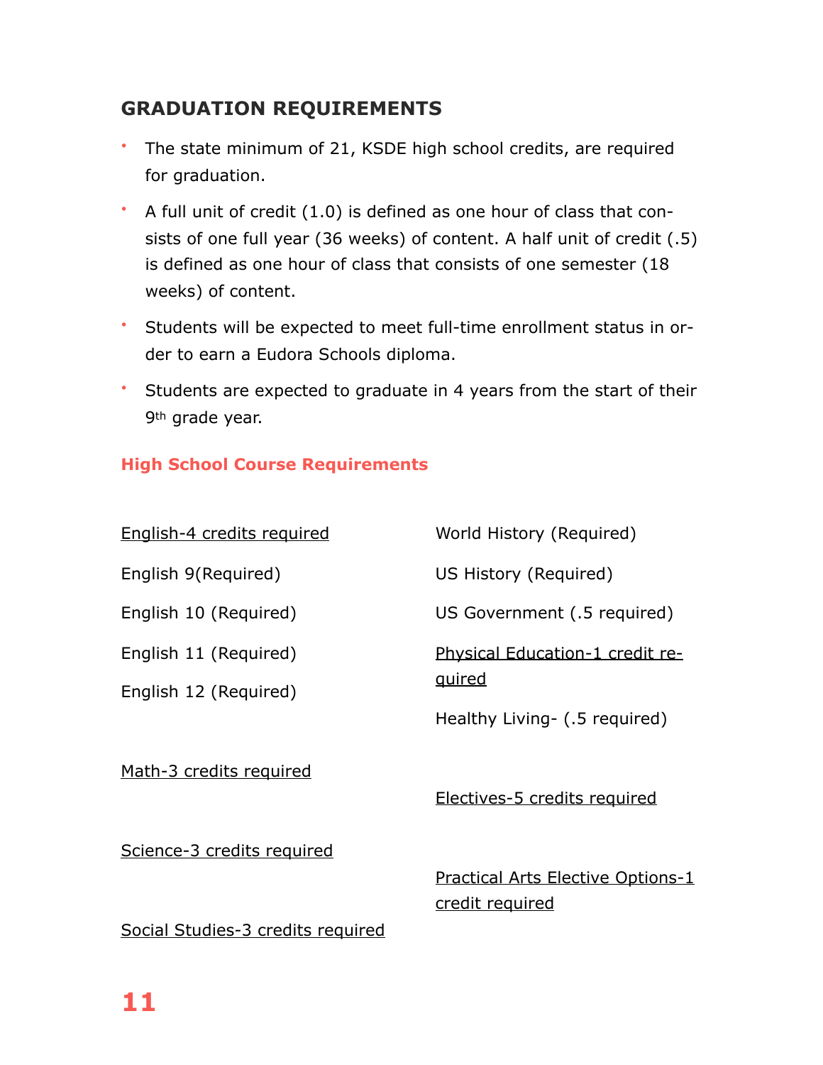## GRADUATION REQUIREMENTS

- The state minimum of 21, KSDE high school credits, are required for graduation.
- A full unit of credit (1.0) is defined as one hour of class that consists of one full year (36 weeks) of content. A half unit of credit (.5) is defined as one hour of class that consists of one semester (18 weeks) of content.
- Students will be expected to meet full-time enrollment status in order to earn a Eudora Schools diploma.
- Students are expected to graduate in 4 years from the start of their 9th grade year.

### High School Course Requirements

<u>English-4 credits required</u>

English 9(Required)

English 10 (Required)

English 11 (Required)

English 12 (Required)

<u>Math-3 credits required</u>

<u>Science-3 credits required</u>

<u>Social Studies-3 credits required</u>

World History (Required)

US History (Required)

US Government (.5 required)

<u>Physical Education-1 credit required</u>

Healthy Living- (.5 required)

<u>Electives-5 credits required</u>

<u>Practical Arts Elective Options-1 credit required</u>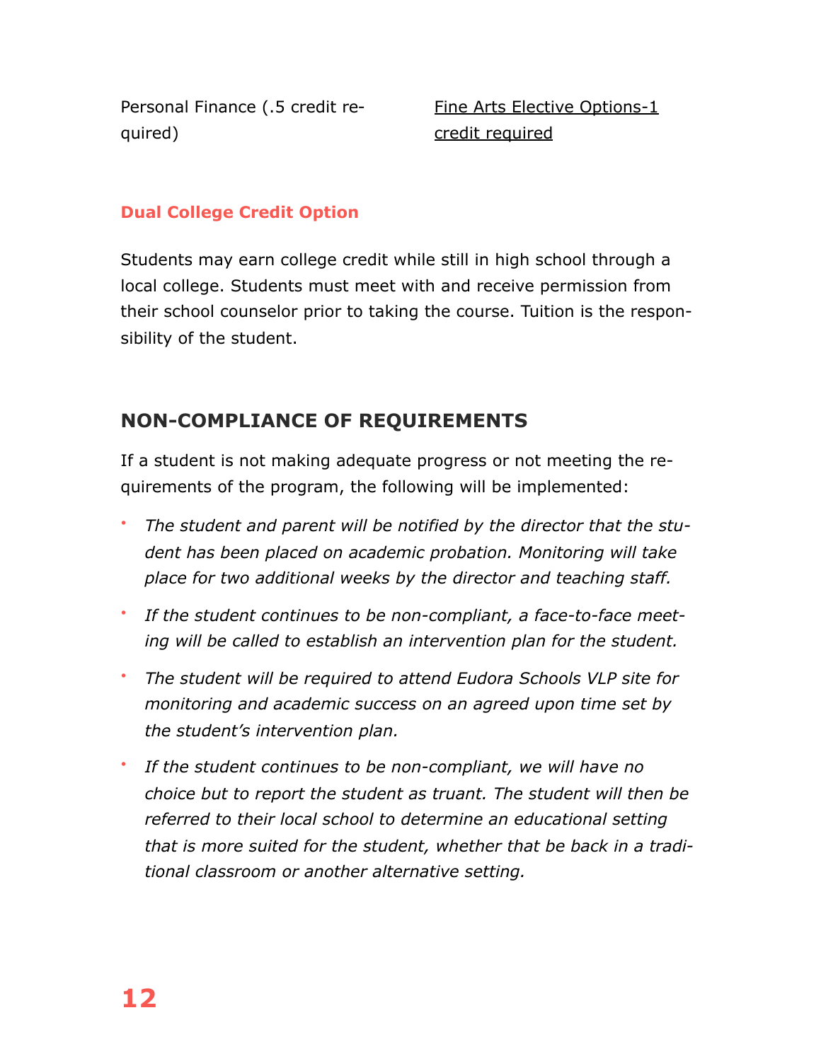Personal Finance (.5 credit required)

Fine Arts Elective Options-1 credit required

### Dual College Credit Option

Students may earn college credit while still in high school through a local college. Students must meet with and receive permission from their school counselor prior to taking the course. Tuition is the responsibility of the student.

## NON-COMPLIANCE OF REQUIREMENTS

If a student is not making adequate progress or not meeting the requirements of the program, the following will be implemented:

- *The student and parent will be notified by the director that the student has been placed on academic probation. Monitoring will take place for two additional weeks by the director and teaching staff.*
- *If the student continues to be non-compliant, a face-to-face meeting will be called to establish an intervention plan for the student.*
- *The student will be required to attend Eudora Schools VLP site for monitoring and academic success on an agreed upon time set by the student's intervention plan.*
- *If the student continues to be non-compliant, we will have no choice but to report the student as truant. The student will then be referred to their local school to determine an educational setting that is more suited for the student, whether that be back in a traditional classroom or another alternative setting.*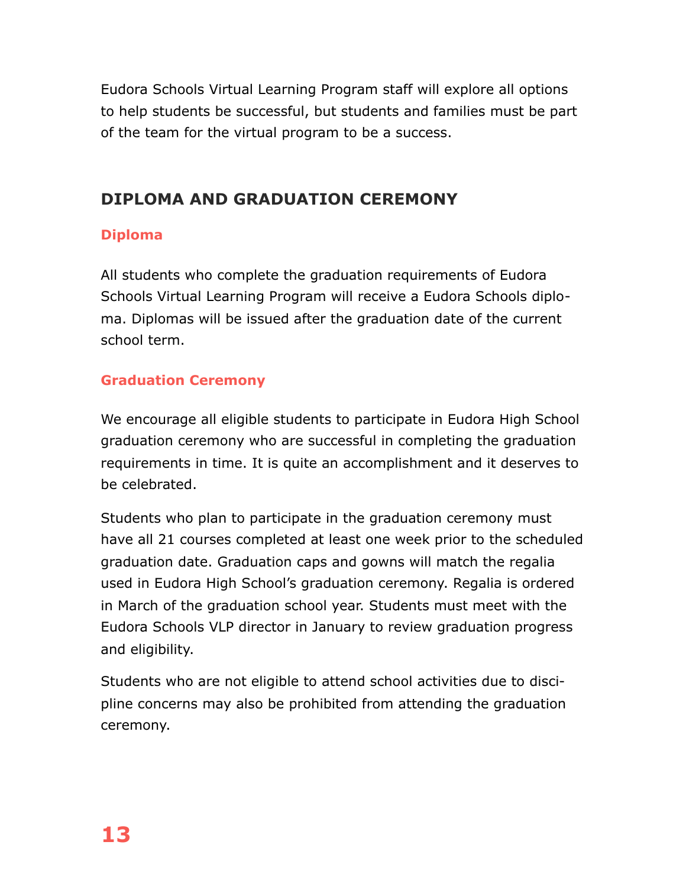Eudora Schools Virtual Learning Program staff will explore all options to help students be successful, but students and families must be part of the team for the virtual program to be a success.

## DIPLOMA AND GRADUATION CEREMONY

### Diploma

All students who complete the graduation requirements of Eudora Schools Virtual Learning Program will receive a Eudora Schools diploma. Diplomas will be issued after the graduation date of the current school term.

### Graduation Ceremony

We encourage all eligible students to participate in Eudora High School graduation ceremony who are successful in completing the graduation requirements in time. It is quite an accomplishment and it deserves to be celebrated.

Students who plan to participate in the graduation ceremony must have all 21 courses completed at least one week prior to the scheduled graduation date. Graduation caps and gowns will match the regalia used in Eudora High School's graduation ceremony. Regalia is ordered in March of the graduation school year. Students must meet with the Eudora Schools VLP director in January to review graduation progress and eligibility.

Students who are not eligible to attend school activities due to discipline concerns may also be prohibited from attending the graduation ceremony.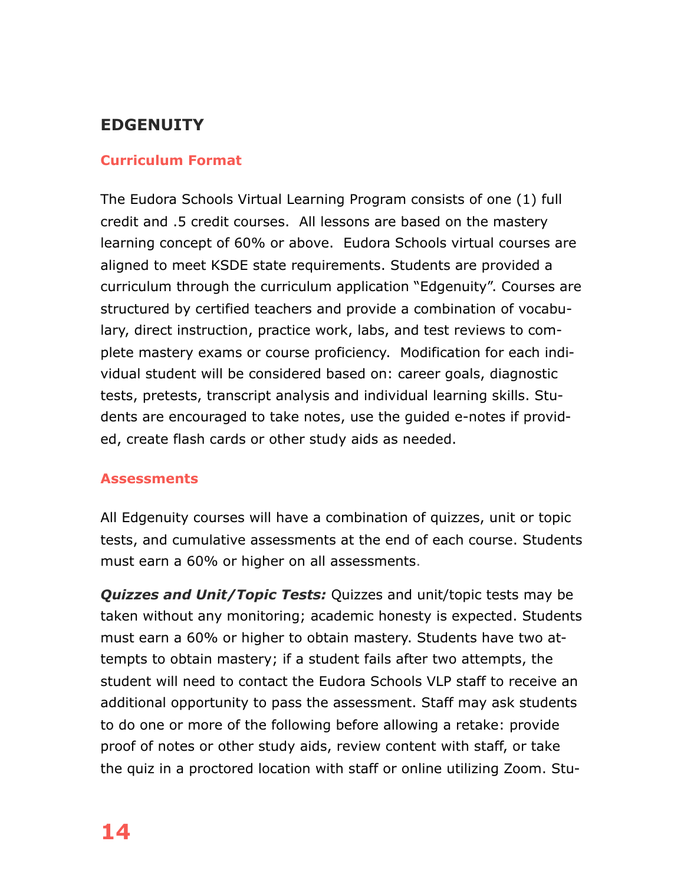## EDGENUITY

### Curriculum Format

The Eudora Schools Virtual Learning Program consists of one (1) full credit and .5 credit courses. All lessons are based on the mastery learning concept of 60% or above. Eudora Schools virtual courses are aligned to meet KSDE state requirements. Students are provided a curriculum through the curriculum application "Edgenuity". Courses are structured by certified teachers and provide a combination of vocabulary, direct instruction, practice work, labs, and test reviews to complete mastery exams or course proficiency. Modification for each individual student will be considered based on: career goals, diagnostic tests, pretests, transcript analysis and individual learning skills. Students are encouraged to take notes, use the guided e-notes if provided, create flash cards or other study aids as needed.

### Assessments

All Edgenuity courses will have a combination of quizzes, unit or topic tests, and cumulative assessments at the end of each course. Students must earn a 60% or higher on all assessments.

***Quizzes and Unit/Topic Tests:*** Quizzes and unit/topic tests may be taken without any monitoring; academic honesty is expected. Students must earn a 60% or higher to obtain mastery. Students have two attempts to obtain mastery; if a student fails after two attempts, the student will need to contact the Eudora Schools VLP staff to receive an additional opportunity to pass the assessment. Staff may ask students to do one or more of the following before allowing a retake: provide proof of notes or other study aids, review content with staff, or take the quiz in a proctored location with staff or online utilizing Zoom. Stu-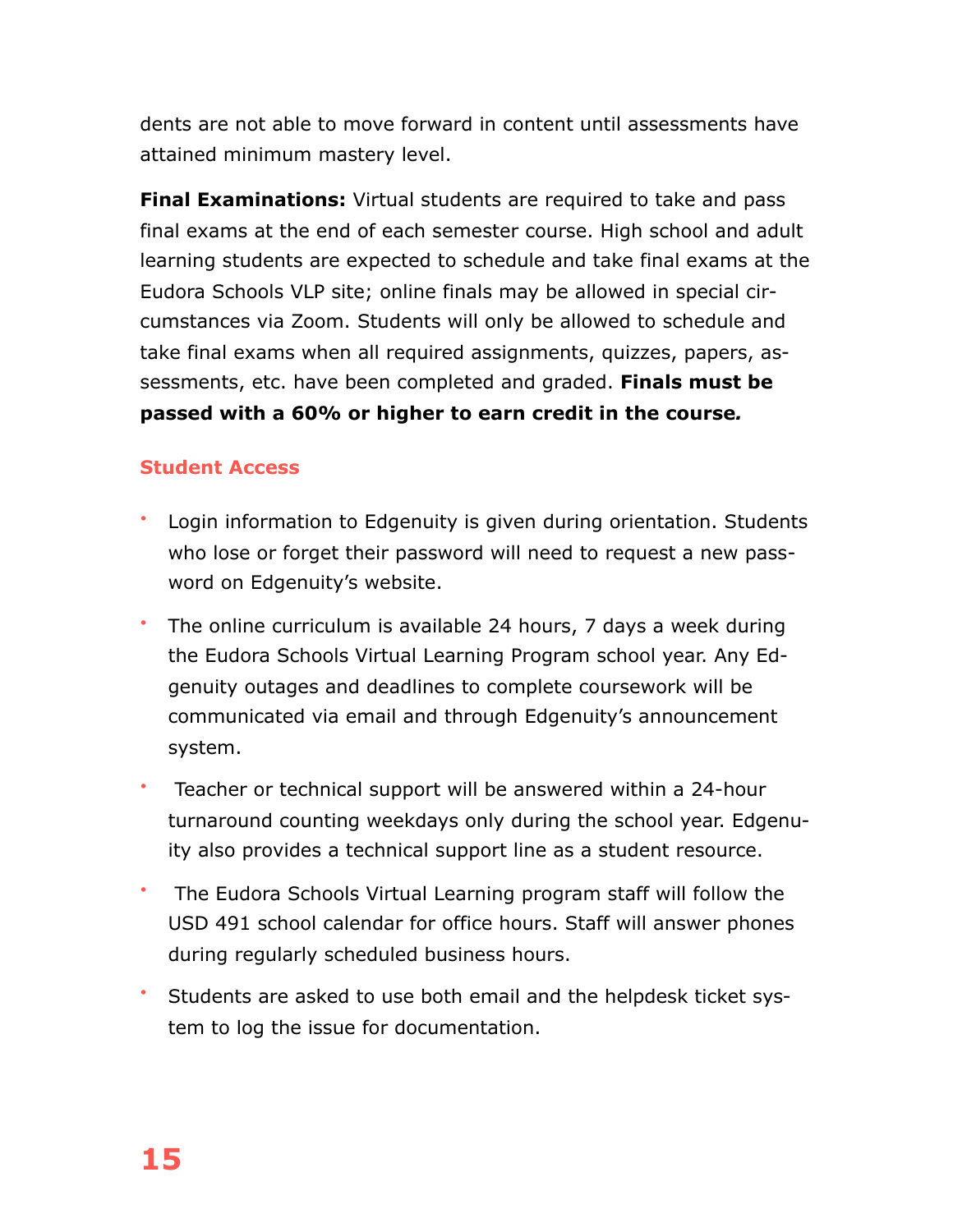dents are not able to move forward in content until assessments have attained minimum mastery level.

**Final Examinations:** Virtual students are required to take and pass final exams at the end of each semester course. High school and adult learning students are expected to schedule and take final exams at the Eudora Schools VLP site; online finals may be allowed in special circumstances via Zoom. Students will only be allowed to schedule and take final exams when all required assignments, quizzes, papers, assessments, etc. have been completed and graded. **Finals must be passed with a 60% or higher to earn credit in the course.**

### Student Access

- Login information to Edgenuity is given during orientation. Students who lose or forget their password will need to request a new password on Edgenuity's website.
- The online curriculum is available 24 hours, 7 days a week during the Eudora Schools Virtual Learning Program school year. Any Edgenuity outages and deadlines to complete coursework will be communicated via email and through Edgenuity's announcement system.
- Teacher or technical support will be answered within a 24-hour turnaround counting weekdays only during the school year. Edgenuity also provides a technical support line as a student resource.
- The Eudora Schools Virtual Learning program staff will follow the USD 491 school calendar for office hours. Staff will answer phones during regularly scheduled business hours.
- Students are asked to use both email and the helpdesk ticket system to log the issue for documentation.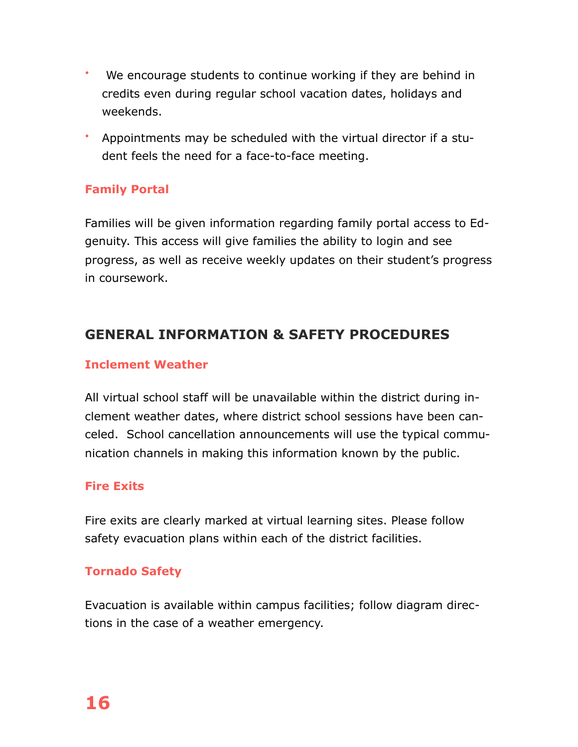- We encourage students to continue working if they are behind in credits even during regular school vacation dates, holidays and weekends.
- Appointments may be scheduled with the virtual director if a student feels the need for a face-to-face meeting.

### Family Portal

Families will be given information regarding family portal access to Edgenuity. This access will give families the ability to login and see progress, as well as receive weekly updates on their student's progress in coursework.

## GENERAL INFORMATION & SAFETY PROCEDURES

### Inclement Weather

All virtual school staff will be unavailable within the district during inclement weather dates, where district school sessions have been canceled. School cancellation announcements will use the typical communication channels in making this information known by the public.

### Fire Exits

Fire exits are clearly marked at virtual learning sites. Please follow safety evacuation plans within each of the district facilities.

### Tornado Safety

Evacuation is available within campus facilities; follow diagram directions in the case of a weather emergency.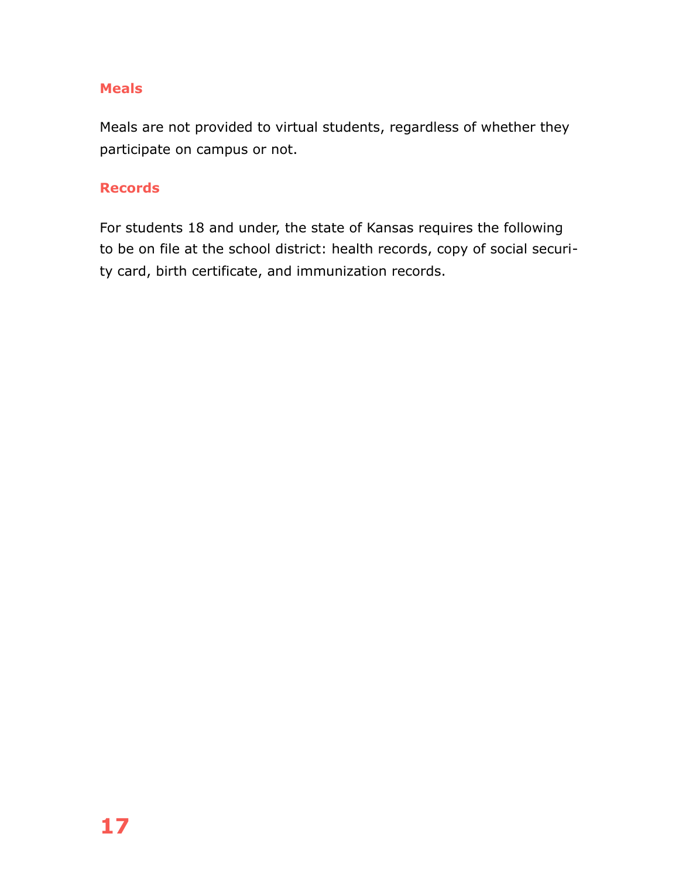### Meals

Meals are not provided to virtual students, regardless of whether they participate on campus or not.

### Records

For students 18 and under, the state of Kansas requires the following to be on file at the school district: health records, copy of social security card, birth certificate, and immunization records.